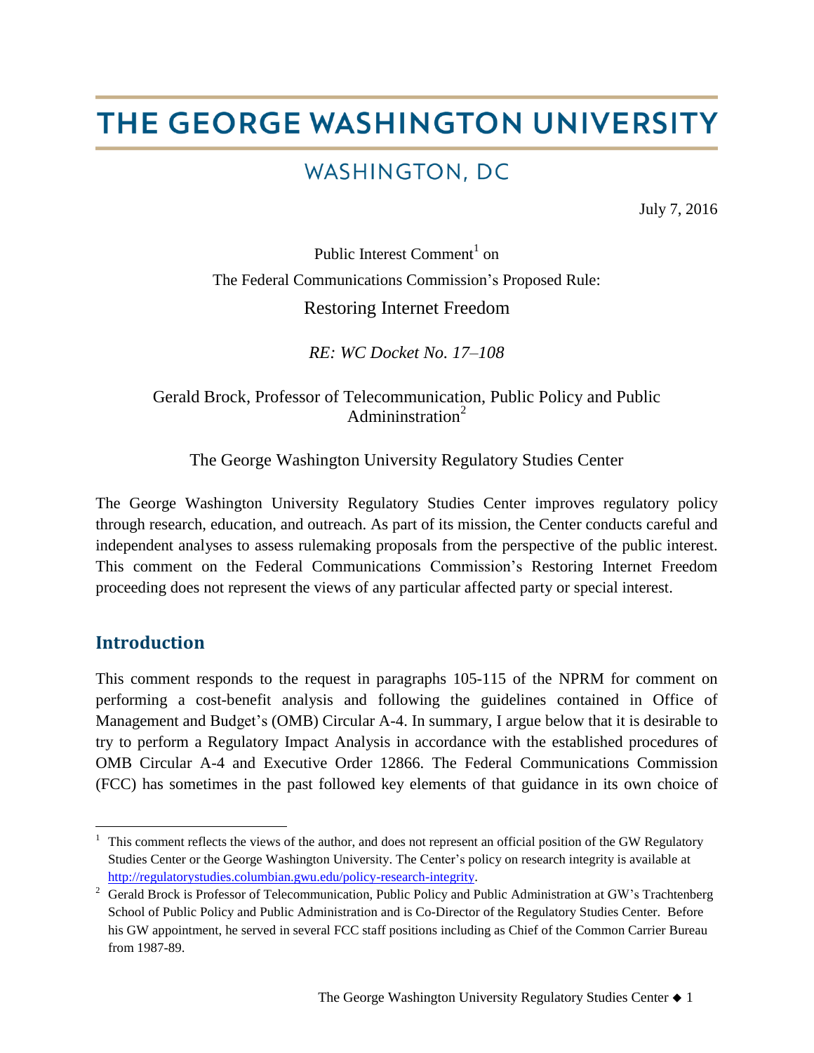# THE GEORGE WASHINGTON UNIVERSITY

## WASHINGTON, DC

July 7, 2016

Public Interest Comment[1] on

The Federal Communications Commission's Proposed Rule:

Restoring Internet Freedom

*RE: WC Docket No. 17–108*

Gerald Brock, Professor of Telecommunication, Public Policy and Public Admininstration[2]

The George Washington University Regulatory Studies Center

The George Washington University Regulatory Studies Center improves regulatory policy through research, education, and outreach. As part of its mission, the Center conducts careful and independent analyses to assess rulemaking proposals from the perspective of the public interest. This comment on the Federal Communications Commission's Restoring Internet Freedom proceeding does not represent the views of any particular affected party or special interest.

## Introduction

This comment responds to the request in paragraphs 105-115 of the NPRM for comment on performing a cost-benefit analysis and following the guidelines contained in Office of Management and Budget's (OMB) Circular A-4. In summary, I argue below that it is desirable to try to perform a Regulatory Impact Analysis in accordance with the established procedures of OMB Circular A-4 and Executive Order 12866. The Federal Communications Commission (FCC) has sometimes in the past followed key elements of that guidance in its own choice of

---

[1] This comment reflects the views of the author, and does not represent an official position of the GW Regulatory Studies Center or the George Washington University. The Center's policy on research integrity is available at http://regulatorystudies.columbian.gwu.edu/policy-research-integrity.

[2] Gerald Brock is Professor of Telecommunication, Public Policy and Public Administration at GW's Trachtenberg School of Public Policy and Public Administration and is Co-Director of the Regulatory Studies Center. Before his GW appointment, he served in several FCC staff positions including as Chief of the Common Carrier Bureau from 1987-89.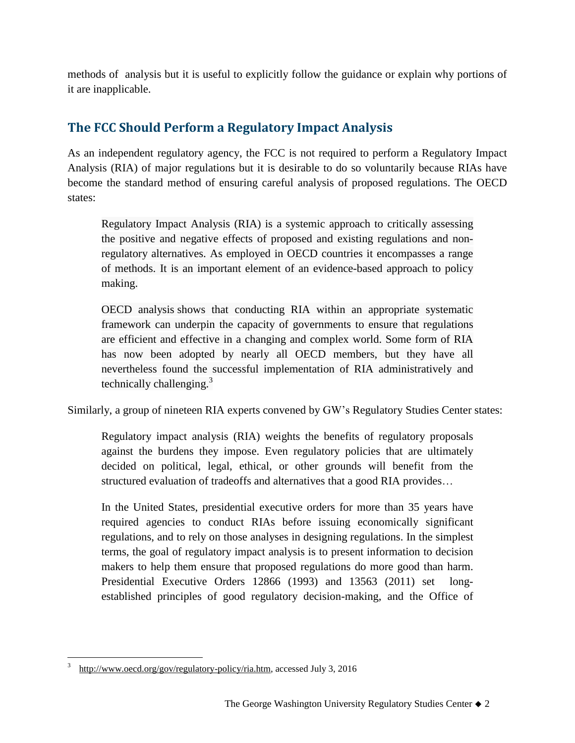methods of analysis but it is useful to explicitly follow the guidance or explain why portions of it are inapplicable.

## The FCC Should Perform a Regulatory Impact Analysis

As an independent regulatory agency, the FCC is not required to perform a Regulatory Impact Analysis (RIA) of major regulations but it is desirable to do so voluntarily because RIAs have become the standard method of ensuring careful analysis of proposed regulations. The OECD states:

> Regulatory Impact Analysis (RIA) is a systemic approach to critically assessing the positive and negative effects of proposed and existing regulations and non-regulatory alternatives. As employed in OECD countries it encompasses a range of methods. It is an important element of an evidence-based approach to policy making.
>
> OECD analysis shows that conducting RIA within an appropriate systematic framework can underpin the capacity of governments to ensure that regulations are efficient and effective in a changing and complex world. Some form of RIA has now been adopted by nearly all OECD members, but they have all nevertheless found the successful implementation of RIA administratively and technically challenging.[3]

Similarly, a group of nineteen RIA experts convened by GW's Regulatory Studies Center states:

> Regulatory impact analysis (RIA) weights the benefits of regulatory proposals against the burdens they impose. Even regulatory policies that are ultimately decided on political, legal, ethical, or other grounds will benefit from the structured evaluation of tradeoffs and alternatives that a good RIA provides…
>
> In the United States, presidential executive orders for more than 35 years have required agencies to conduct RIAs before issuing economically significant regulations, and to rely on those analyses in designing regulations. In the simplest terms, the goal of regulatory impact analysis is to present information to decision makers to help them ensure that proposed regulations do more good than harm. Presidential Executive Orders 12866 (1993) and 13563 (2011) set long-established principles of good regulatory decision-making, and the Office of

---

[3] http://www.oecd.org/gov/regulatory-policy/ria.htm, accessed July 3, 2016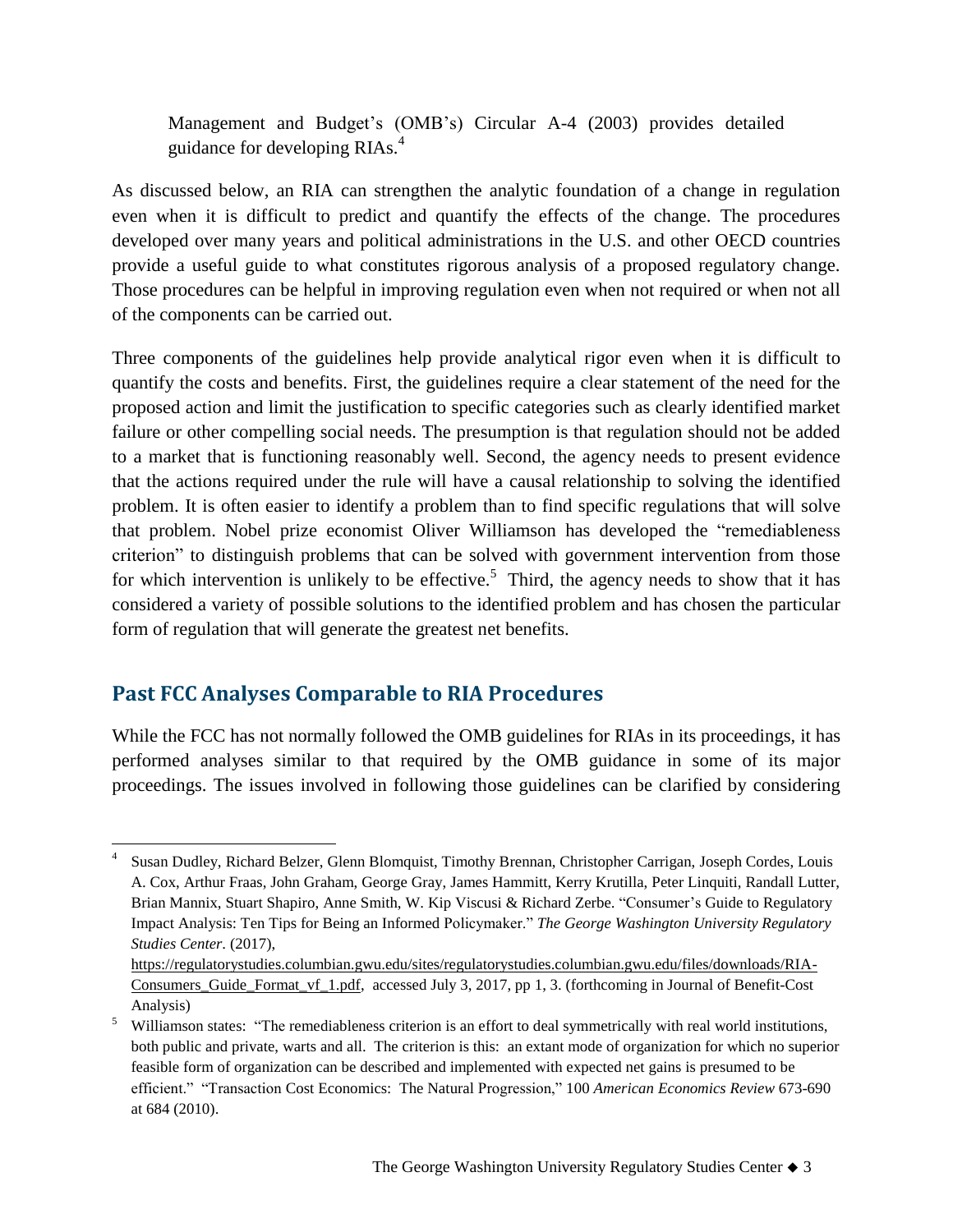Management and Budget's (OMB's) Circular A-4 (2003) provides detailed guidance for developing RIAs.[4]

As discussed below, an RIA can strengthen the analytic foundation of a change in regulation even when it is difficult to predict and quantify the effects of the change. The procedures developed over many years and political administrations in the U.S. and other OECD countries provide a useful guide to what constitutes rigorous analysis of a proposed regulatory change. Those procedures can be helpful in improving regulation even when not required or when not all of the components can be carried out.

Three components of the guidelines help provide analytical rigor even when it is difficult to quantify the costs and benefits. First, the guidelines require a clear statement of the need for the proposed action and limit the justification to specific categories such as clearly identified market failure or other compelling social needs. The presumption is that regulation should not be added to a market that is functioning reasonably well. Second, the agency needs to present evidence that the actions required under the rule will have a causal relationship to solving the identified problem. It is often easier to identify a problem than to find specific regulations that will solve that problem. Nobel prize economist Oliver Williamson has developed the "remediableness criterion" to distinguish problems that can be solved with government intervention from those for which intervention is unlikely to be effective.[5] Third, the agency needs to show that it has considered a variety of possible solutions to the identified problem and has chosen the particular form of regulation that will generate the greatest net benefits.

## Past FCC Analyses Comparable to RIA Procedures

While the FCC has not normally followed the OMB guidelines for RIAs in its proceedings, it has performed analyses similar to that required by the OMB guidance in some of its major proceedings. The issues involved in following those guidelines can be clarified by considering

---

[4] Susan Dudley, Richard Belzer, Glenn Blomquist, Timothy Brennan, Christopher Carrigan, Joseph Cordes, Louis A. Cox, Arthur Fraas, John Graham, George Gray, James Hammitt, Kerry Krutilla, Peter Linquiti, Randall Lutter, Brian Mannix, Stuart Shapiro, Anne Smith, W. Kip Viscusi & Richard Zerbe. "Consumer's Guide to Regulatory Impact Analysis: Ten Tips for Being an Informed Policymaker." *The George Washington University Regulatory Studies Center*. (2017), https://regulatorystudies.columbian.gwu.edu/sites/regulatorystudies.columbian.gwu.edu/files/downloads/RIA-Consumers_Guide_Format_vf_1.pdf, accessed July 3, 2017, pp 1, 3. (forthcoming in Journal of Benefit-Cost Analysis)

[5] Williamson states: "The remediableness criterion is an effort to deal symmetrically with real world institutions, both public and private, warts and all. The criterion is this: an extant mode of organization for which no superior feasible form of organization can be described and implemented with expected net gains is presumed to be efficient." "Transaction Cost Economics: The Natural Progression," 100 *American Economics Review* 673-690 at 684 (2010).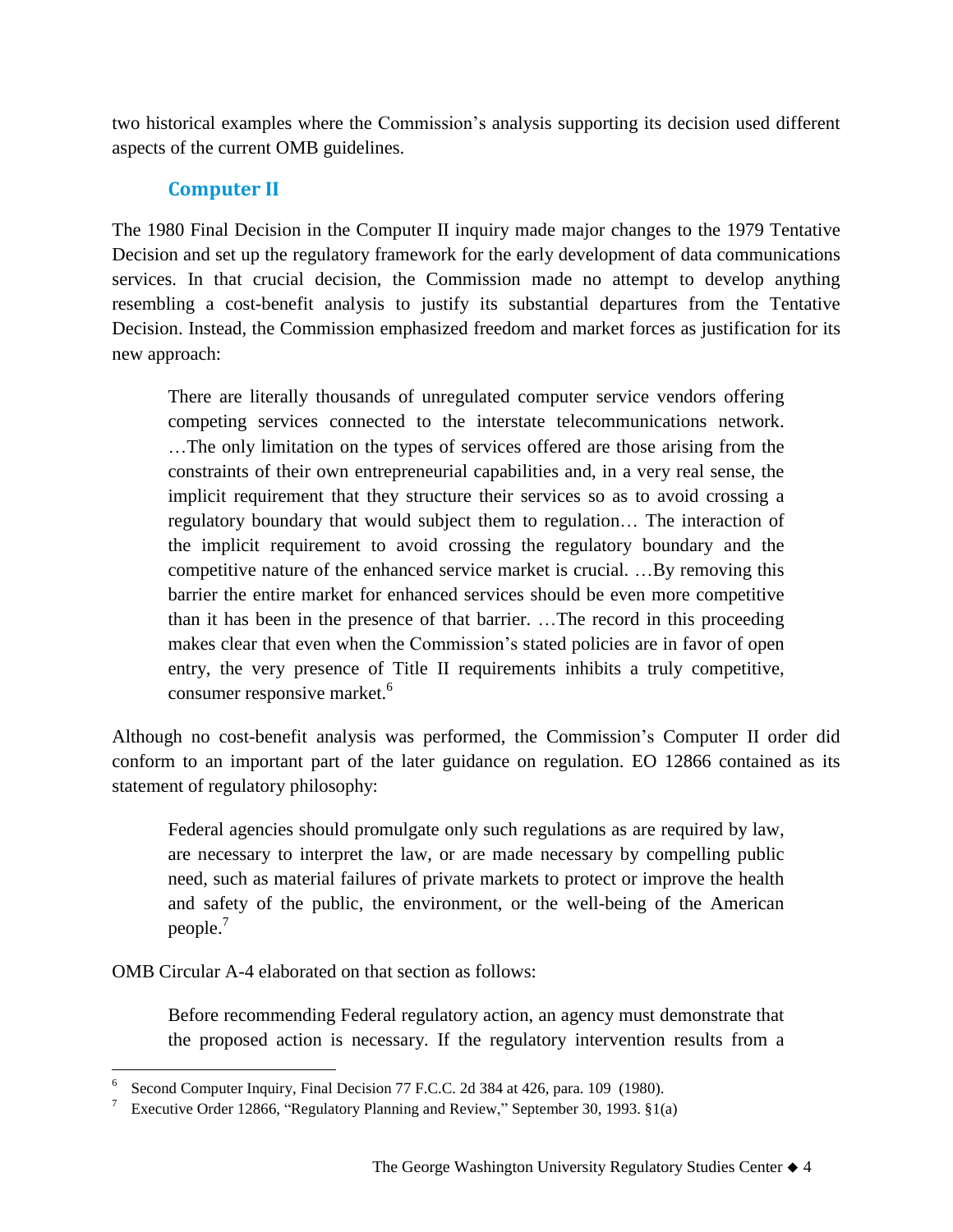two historical examples where the Commission's analysis supporting its decision used different aspects of the current OMB guidelines.

### Computer II

The 1980 Final Decision in the Computer II inquiry made major changes to the 1979 Tentative Decision and set up the regulatory framework for the early development of data communications services. In that crucial decision, the Commission made no attempt to develop anything resembling a cost-benefit analysis to justify its substantial departures from the Tentative Decision. Instead, the Commission emphasized freedom and market forces as justification for its new approach:

> There are literally thousands of unregulated computer service vendors offering competing services connected to the interstate telecommunications network. …The only limitation on the types of services offered are those arising from the constraints of their own entrepreneurial capabilities and, in a very real sense, the implicit requirement that they structure their services so as to avoid crossing a regulatory boundary that would subject them to regulation… The interaction of the implicit requirement to avoid crossing the regulatory boundary and the competitive nature of the enhanced service market is crucial. …By removing this barrier the entire market for enhanced services should be even more competitive than it has been in the presence of that barrier. …The record in this proceeding makes clear that even when the Commission's stated policies are in favor of open entry, the very presence of Title II requirements inhibits a truly competitive, consumer responsive market.[6]

Although no cost-benefit analysis was performed, the Commission's Computer II order did conform to an important part of the later guidance on regulation. EO 12866 contained as its statement of regulatory philosophy:

> Federal agencies should promulgate only such regulations as are required by law, are necessary to interpret the law, or are made necessary by compelling public need, such as material failures of private markets to protect or improve the health and safety of the public, the environment, or the well-being of the American people.[7]

OMB Circular A-4 elaborated on that section as follows:

> Before recommending Federal regulatory action, an agency must demonstrate that the proposed action is necessary. If the regulatory intervention results from a

---

[6] Second Computer Inquiry, Final Decision 77 F.C.C. 2d 384 at 426, para. 109 (1980).

[7] Executive Order 12866, "Regulatory Planning and Review," September 30, 1993. §1(a)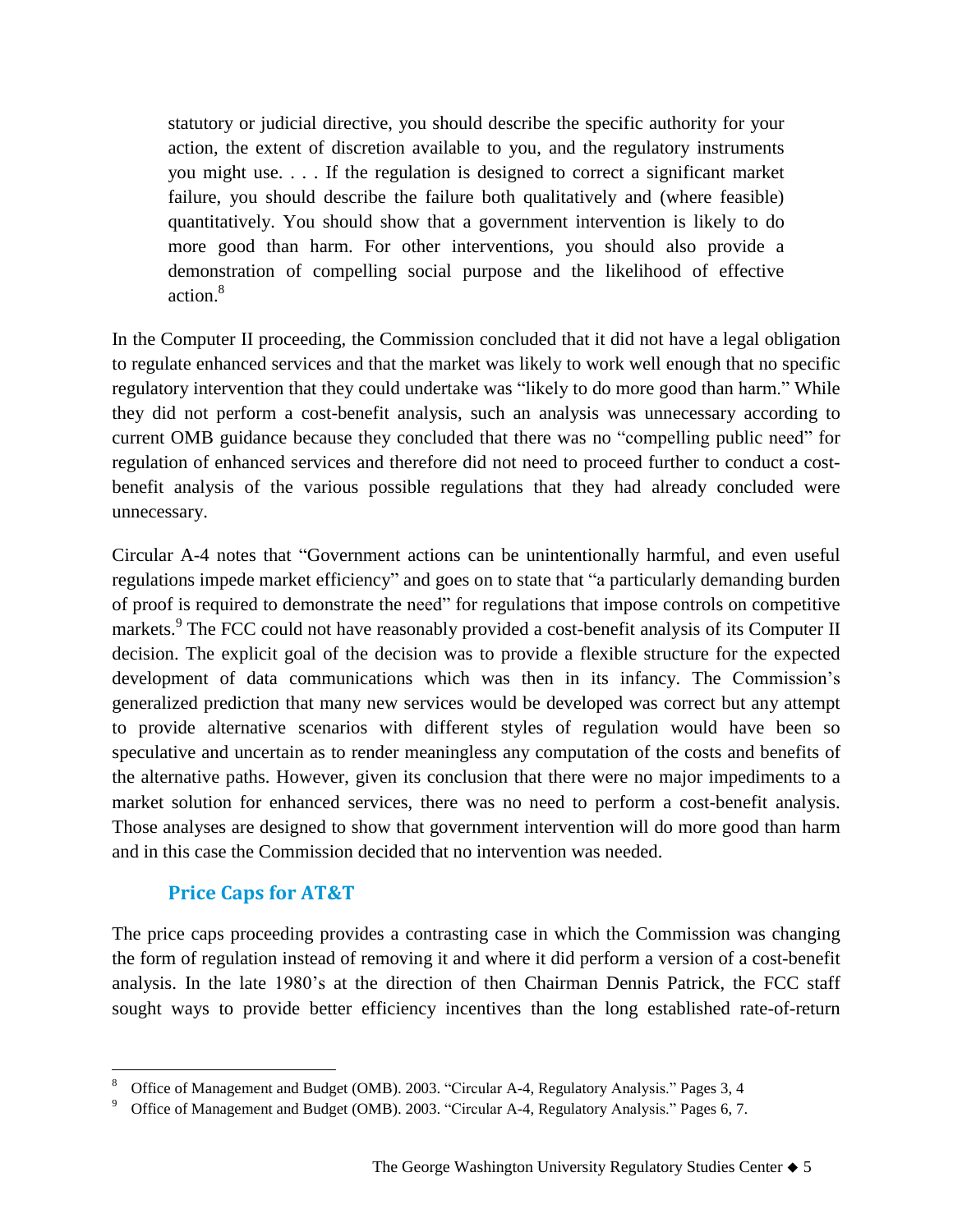> statutory or judicial directive, you should describe the specific authority for your action, the extent of discretion available to you, and the regulatory instruments you might use. . . . If the regulation is designed to correct a significant market failure, you should describe the failure both qualitatively and (where feasible) quantitatively. You should show that a government intervention is likely to do more good than harm. For other interventions, you should also provide a demonstration of compelling social purpose and the likelihood of effective action.[8]

In the Computer II proceeding, the Commission concluded that it did not have a legal obligation to regulate enhanced services and that the market was likely to work well enough that no specific regulatory intervention that they could undertake was "likely to do more good than harm." While they did not perform a cost-benefit analysis, such an analysis was unnecessary according to current OMB guidance because they concluded that there was no "compelling public need" for regulation of enhanced services and therefore did not need to proceed further to conduct a cost-benefit analysis of the various possible regulations that they had already concluded were unnecessary.

Circular A-4 notes that "Government actions can be unintentionally harmful, and even useful regulations impede market efficiency" and goes on to state that "a particularly demanding burden of proof is required to demonstrate the need" for regulations that impose controls on competitive markets.[9] The FCC could not have reasonably provided a cost-benefit analysis of its Computer II decision. The explicit goal of the decision was to provide a flexible structure for the expected development of data communications which was then in its infancy. The Commission's generalized prediction that many new services would be developed was correct but any attempt to provide alternative scenarios with different styles of regulation would have been so speculative and uncertain as to render meaningless any computation of the costs and benefits of the alternative paths. However, given its conclusion that there were no major impediments to a market solution for enhanced services, there was no need to perform a cost-benefit analysis. Those analyses are designed to show that government intervention will do more good than harm and in this case the Commission decided that no intervention was needed.

## Price Caps for AT&T

The price caps proceeding provides a contrasting case in which the Commission was changing the form of regulation instead of removing it and where it did perform a version of a cost-benefit analysis. In the late 1980's at the direction of then Chairman Dennis Patrick, the FCC staff sought ways to provide better efficiency incentives than the long established rate-of-return

---

[8] Office of Management and Budget (OMB). 2003. "Circular A-4, Regulatory Analysis." Pages 3, 4

[9] Office of Management and Budget (OMB). 2003. "Circular A-4, Regulatory Analysis." Pages 6, 7.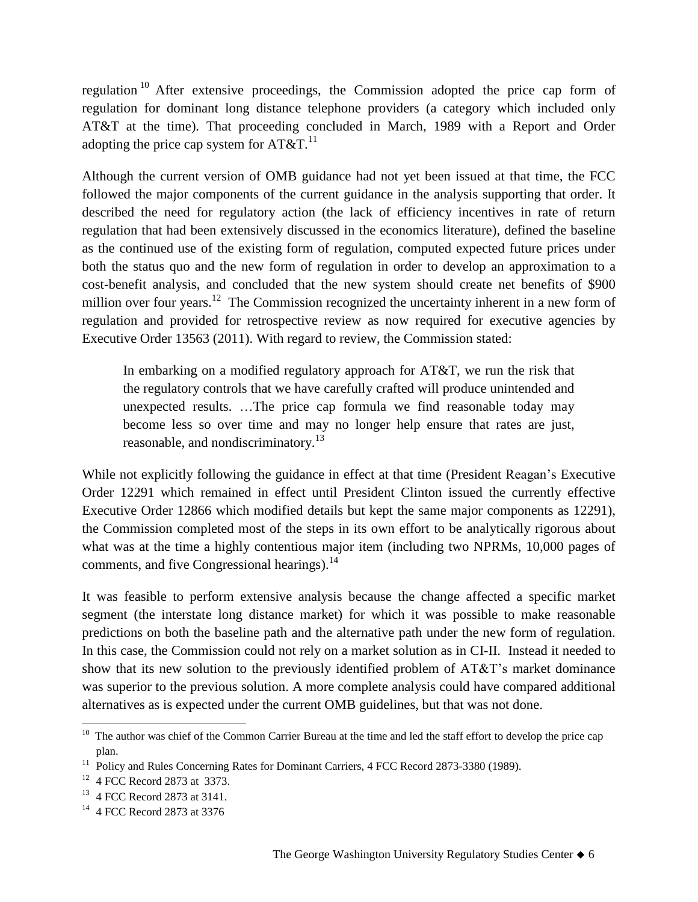regulation[10] After extensive proceedings, the Commission adopted the price cap form of regulation for dominant long distance telephone providers (a category which included only AT&T at the time). That proceeding concluded in March, 1989 with a Report and Order adopting the price cap system for AT&T.[11]

Although the current version of OMB guidance had not yet been issued at that time, the FCC followed the major components of the current guidance in the analysis supporting that order. It described the need for regulatory action (the lack of efficiency incentives in rate of return regulation that had been extensively discussed in the economics literature), defined the baseline as the continued use of the existing form of regulation, computed expected future prices under both the status quo and the new form of regulation in order to develop an approximation to a cost-benefit analysis, and concluded that the new system should create net benefits of $900 million over four years.[12] The Commission recognized the uncertainty inherent in a new form of regulation and provided for retrospective review as now required for executive agencies by Executive Order 13563 (2011). With regard to review, the Commission stated:

> In embarking on a modified regulatory approach for AT&T, we run the risk that the regulatory controls that we have carefully crafted will produce unintended and unexpected results. …The price cap formula we find reasonable today may become less so over time and may no longer help ensure that rates are just, reasonable, and nondiscriminatory.[13]

While not explicitly following the guidance in effect at that time (President Reagan's Executive Order 12291 which remained in effect until President Clinton issued the currently effective Executive Order 12866 which modified details but kept the same major components as 12291), the Commission completed most of the steps in its own effort to be analytically rigorous about what was at the time a highly contentious major item (including two NPRMs, 10,000 pages of comments, and five Congressional hearings).[14]

It was feasible to perform extensive analysis because the change affected a specific market segment (the interstate long distance market) for which it was possible to make reasonable predictions on both the baseline path and the alternative path under the new form of regulation. In this case, the Commission could not rely on a market solution as in CI-II. Instead it needed to show that its new solution to the previously identified problem of AT&T's market dominance was superior to the previous solution. A more complete analysis could have compared additional alternatives as is expected under the current OMB guidelines, but that was not done.

---

[10] The author was chief of the Common Carrier Bureau at the time and led the staff effort to develop the price cap plan.

[11] Policy and Rules Concerning Rates for Dominant Carriers, 4 FCC Record 2873-3380 (1989).

[12] 4 FCC Record 2873 at 3373.

[13] 4 FCC Record 2873 at 3141.

[14] 4 FCC Record 2873 at 3376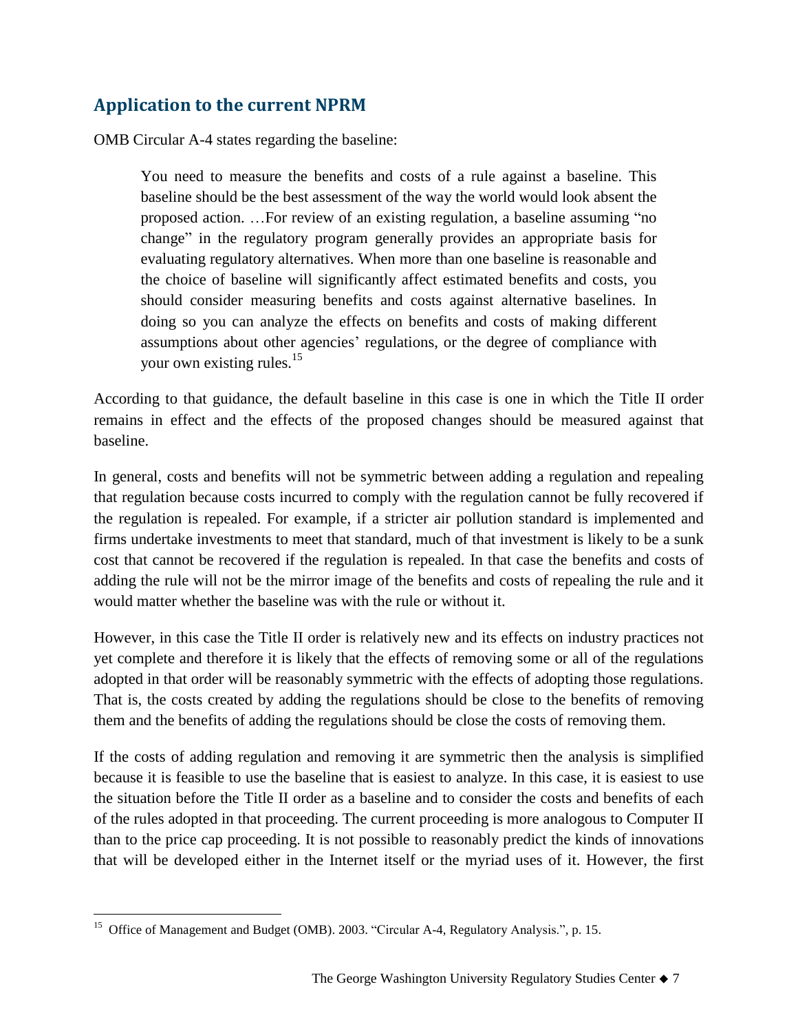## Application to the current NPRM

OMB Circular A-4 states regarding the baseline:

> You need to measure the benefits and costs of a rule against a baseline. This baseline should be the best assessment of the way the world would look absent the proposed action. …For review of an existing regulation, a baseline assuming "no change" in the regulatory program generally provides an appropriate basis for evaluating regulatory alternatives. When more than one baseline is reasonable and the choice of baseline will significantly affect estimated benefits and costs, you should consider measuring benefits and costs against alternative baselines. In doing so you can analyze the effects on benefits and costs of making different assumptions about other agencies' regulations, or the degree of compliance with your own existing rules.[15]

According to that guidance, the default baseline in this case is one in which the Title II order remains in effect and the effects of the proposed changes should be measured against that baseline.

In general, costs and benefits will not be symmetric between adding a regulation and repealing that regulation because costs incurred to comply with the regulation cannot be fully recovered if the regulation is repealed. For example, if a stricter air pollution standard is implemented and firms undertake investments to meet that standard, much of that investment is likely to be a sunk cost that cannot be recovered if the regulation is repealed. In that case the benefits and costs of adding the rule will not be the mirror image of the benefits and costs of repealing the rule and it would matter whether the baseline was with the rule or without it.

However, in this case the Title II order is relatively new and its effects on industry practices not yet complete and therefore it is likely that the effects of removing some or all of the regulations adopted in that order will be reasonably symmetric with the effects of adopting those regulations. That is, the costs created by adding the regulations should be close to the benefits of removing them and the benefits of adding the regulations should be close the costs of removing them.

If the costs of adding regulation and removing it are symmetric then the analysis is simplified because it is feasible to use the baseline that is easiest to analyze. In this case, it is easiest to use the situation before the Title II order as a baseline and to consider the costs and benefits of each of the rules adopted in that proceeding. The current proceeding is more analogous to Computer II than to the price cap proceeding. It is not possible to reasonably predict the kinds of innovations that will be developed either in the Internet itself or the myriad uses of it. However, the first

[15] Office of Management and Budget (OMB). 2003. "Circular A-4, Regulatory Analysis.", p. 15.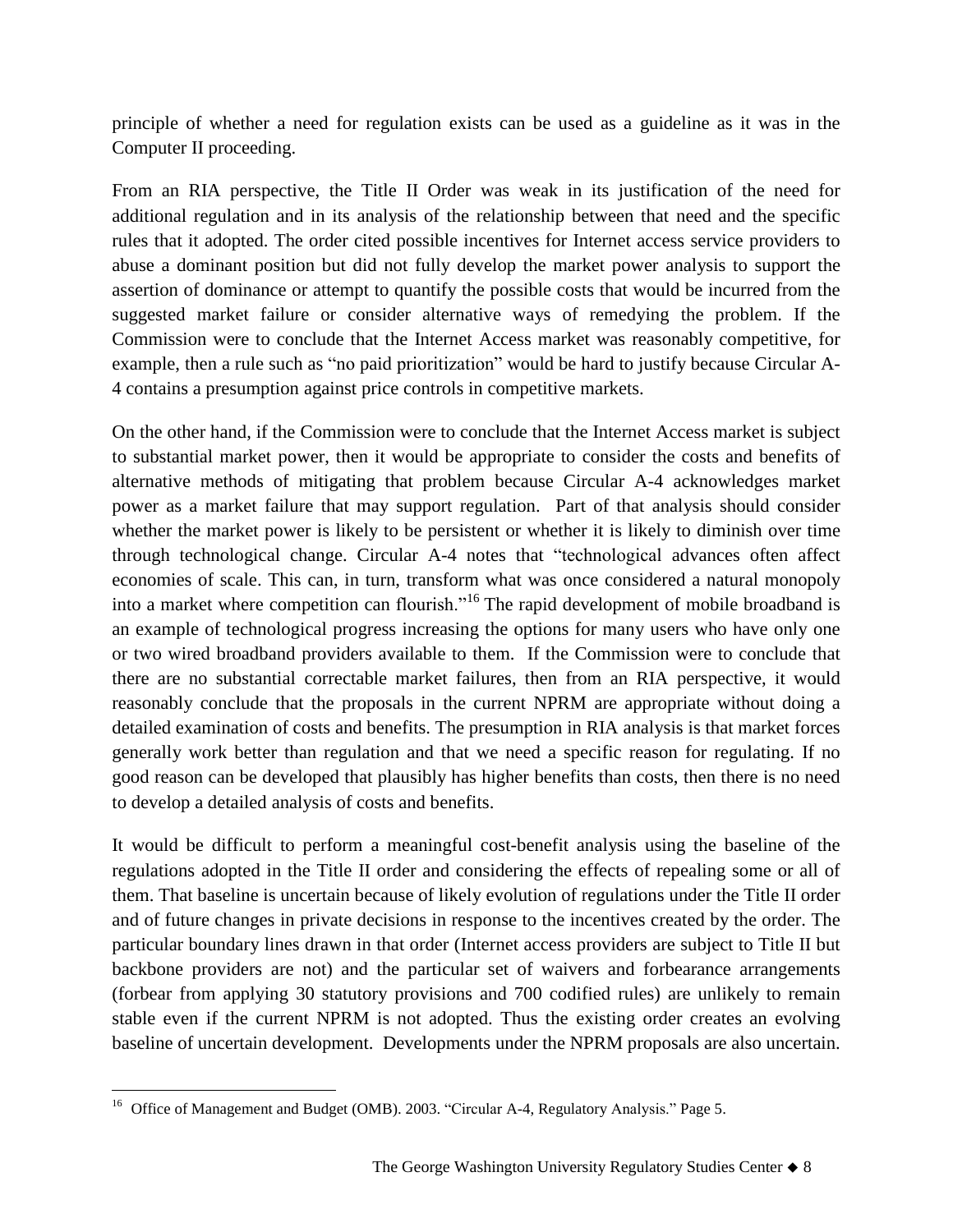principle of whether a need for regulation exists can be used as a guideline as it was in the Computer II proceeding.

From an RIA perspective, the Title II Order was weak in its justification of the need for additional regulation and in its analysis of the relationship between that need and the specific rules that it adopted. The order cited possible incentives for Internet access service providers to abuse a dominant position but did not fully develop the market power analysis to support the assertion of dominance or attempt to quantify the possible costs that would be incurred from the suggested market failure or consider alternative ways of remedying the problem. If the Commission were to conclude that the Internet Access market was reasonably competitive, for example, then a rule such as "no paid prioritization" would be hard to justify because Circular A-4 contains a presumption against price controls in competitive markets.

On the other hand, if the Commission were to conclude that the Internet Access market is subject to substantial market power, then it would be appropriate to consider the costs and benefits of alternative methods of mitigating that problem because Circular A-4 acknowledges market power as a market failure that may support regulation. Part of that analysis should consider whether the market power is likely to be persistent or whether it is likely to diminish over time through technological change. Circular A-4 notes that "technological advances often affect economies of scale. This can, in turn, transform what was once considered a natural monopoly into a market where competition can flourish."[16] The rapid development of mobile broadband is an example of technological progress increasing the options for many users who have only one or two wired broadband providers available to them. If the Commission were to conclude that there are no substantial correctable market failures, then from an RIA perspective, it would reasonably conclude that the proposals in the current NPRM are appropriate without doing a detailed examination of costs and benefits. The presumption in RIA analysis is that market forces generally work better than regulation and that we need a specific reason for regulating. If no good reason can be developed that plausibly has higher benefits than costs, then there is no need to develop a detailed analysis of costs and benefits.

It would be difficult to perform a meaningful cost-benefit analysis using the baseline of the regulations adopted in the Title II order and considering the effects of repealing some or all of them. That baseline is uncertain because of likely evolution of regulations under the Title II order and of future changes in private decisions in response to the incentives created by the order. The particular boundary lines drawn in that order (Internet access providers are subject to Title II but backbone providers are not) and the particular set of waivers and forbearance arrangements (forbear from applying 30 statutory provisions and 700 codified rules) are unlikely to remain stable even if the current NPRM is not adopted. Thus the existing order creates an evolving baseline of uncertain development. Developments under the NPRM proposals are also uncertain.

---

[16] Office of Management and Budget (OMB). 2003. "Circular A-4, Regulatory Analysis." Page 5.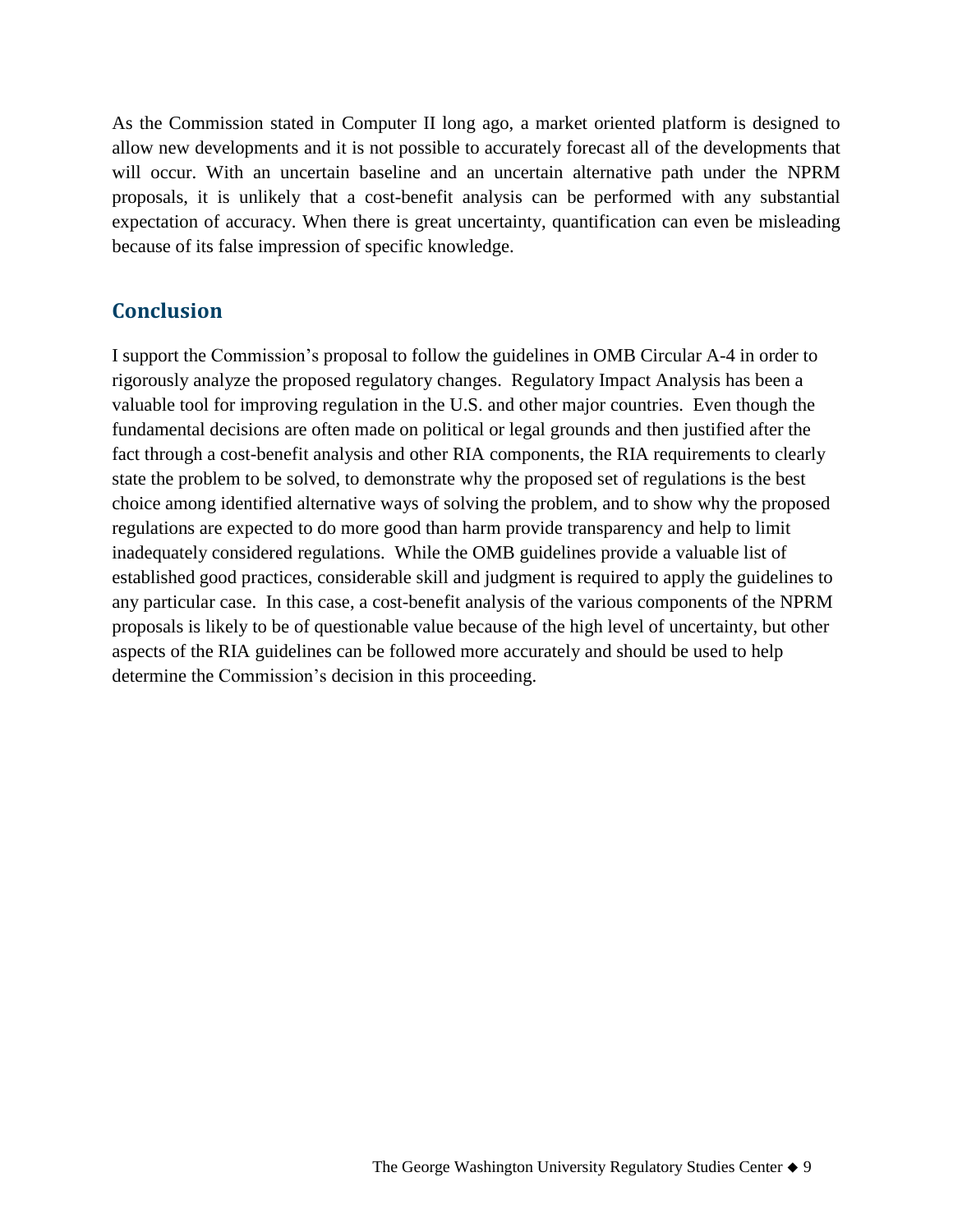As the Commission stated in Computer II long ago, a market oriented platform is designed to allow new developments and it is not possible to accurately forecast all of the developments that will occur. With an uncertain baseline and an uncertain alternative path under the NPRM proposals, it is unlikely that a cost-benefit analysis can be performed with any substantial expectation of accuracy. When there is great uncertainty, quantification can even be misleading because of its false impression of specific knowledge.

## Conclusion

I support the Commission's proposal to follow the guidelines in OMB Circular A-4 in order to rigorously analyze the proposed regulatory changes. Regulatory Impact Analysis has been a valuable tool for improving regulation in the U.S. and other major countries. Even though the fundamental decisions are often made on political or legal grounds and then justified after the fact through a cost-benefit analysis and other RIA components, the RIA requirements to clearly state the problem to be solved, to demonstrate why the proposed set of regulations is the best choice among identified alternative ways of solving the problem, and to show why the proposed regulations are expected to do more good than harm provide transparency and help to limit inadequately considered regulations. While the OMB guidelines provide a valuable list of established good practices, considerable skill and judgment is required to apply the guidelines to any particular case. In this case, a cost-benefit analysis of the various components of the NPRM proposals is likely to be of questionable value because of the high level of uncertainty, but other aspects of the RIA guidelines can be followed more accurately and should be used to help determine the Commission's decision in this proceeding.